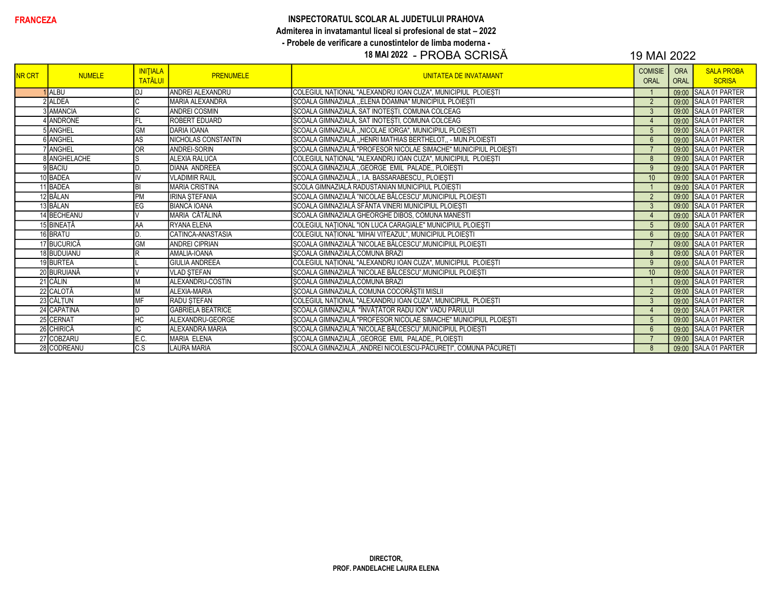FRANCEZA

**INSPECTORATUL SCOLAR AL JUDETULUI PRAHOVA**

**Admiterea in invatamantul liceal si profesional de stat – 2022**

**- Probele de verificare a cunostintelor de limba moderna -**

**18 MAI 2022** - PROBA SCRISĂ 19 MAI 2022

| NR CRT | NUMELE | INIŢIALA TATĂLUI | PRENUMELE | UNITATEA DE INVATAMANT | COMISIE ORAL | ORA ORAL | SALA PROBA SCRISA |
|---|---|---|---|---|---|---|---|
| 1 | ALBU | DJ | ANDREI ALEXANDRU | COLEGIUL NAȚIONAL "ALEXANDRU IOAN CUZA", MUNICIPIUL PLOIEȘTI | 1 | 09:00 | SALA 01 PARTER |
| 2 | ALDEA | C | MARIA ALEXANDRA | ȘCOALA GIMNAZIALĂ ,,ELENA DOAMNA" MUNICIPIUL PLOIEȘTI | 2 | 09:00 | SALA 01 PARTER |
| 3 | AMANCIA | C | ANDREI COSMIN | ȘCOALA GIMNAZIALĂ, SAT INOTEȘTI, COMUNA COLCEAG | 3 | 09:00 | SALA 01 PARTER |
| 4 | ANDRONE | FL | ROBERT EDUARD | ȘCOALA GIMNAZIALĂ, SAT INOTEȘTI, COMUNA COLCEAG | 4 | 09:00 | SALA 01 PARTER |
| 5 | ANGHEL | GM | DARIA IOANA | ȘCOALA GIMNAZIALĂ ,,NICOLAE IORGA", MUNICIPIUL PLOIEȘTI | 5 | 09:00 | SALA 01 PARTER |
| 6 | ANGHEL | AS | NICHOLAS CONSTANTIN | ȘCOALA GIMNAZIALĂ ,,HENRI MATHIAS BERTHELOT,, - MUN.PLOIEȘTI | 6 | 09:00 | SALA 01 PARTER |
| 7 | ANGHEL | OR | ANDREI-SORIN | ȘCOALA GIMNAZIALĂ "PROFESOR NICOLAE SIMACHE" MUNICIPIUL PLOIEȘTI | 7 | 09:00 | SALA 01 PARTER |
| 8 | ANGHELACHE | S | ALEXIA RALUCA | COLEGIUL NAȚIONAL "ALEXANDRU IOAN CUZA", MUNICIPIUL PLOIEȘTI | 8 | 09:00 | SALA 01 PARTER |
| 9 | BACIU | D. | DIANA ANDREEA | ȘCOALA GIMNAZIALĂ ,,GEORGE EMIL PALADE,, PLOIEȘTI | 9 | 09:00 | SALA 01 PARTER |
| 10 | BADEA | IV | VLADIMIR RAUL | ȘCOALA GIMNAZIALĂ ,, I.A. BASSARABESCU,, PLOIEȘTI | 10 | 09:00 | SALA 01 PARTER |
| 11 | BADEA | BI | MARIA CRISTINA | ȘCOLA GIMNAZIALĂ RADUSTANIAN MUNICIPIUL PLOIEȘTI | 1 | 09:00 | SALA 01 PARTER |
| 12 | BĂLAN | PM | IRINA ȘTEFANIA | ȘCOALA GIMNAZIALĂ "NICOLAE BĂLCESCU",MUNICIPIUL PLOIEȘTI | 2 | 09:00 | SALA 01 PARTER |
| 13 | BĂLAN | EG | BIANCA IOANA | ȘCOALA GIMNAZIALĂ SFÂNTA VINERI MUNICIPIUL PLOIEȘTI | 3 | 09:00 | SALA 01 PARTER |
| 14 | BECHEANU | V | MARIA CĂTĂLINĂ | SCOALA GIMNAZIALA GHEORGHE DIBOS, COMUNA MANESTI | 4 | 09:00 | SALA 01 PARTER |
| 15 | BINEAȚĂ | AA | RYANA ELENA | COLEGIUL NAȚIONAL "ION LUCA CARAGIALE" MUNICIPIUL PLOIEȘTI | 5 | 09:00 | SALA 01 PARTER |
| 16 | BRATU | D. | CATINCA-ANASTASIA | COLEGIUL NAȚIONAL "MIHAI VITEAZUL", MUNICIPIUL PLOIEȘTI | 6 | 09:00 | SALA 01 PARTER |
| 17 | BUCURICĂ | GM | ANDREI CIPRIAN | ȘCOALA GIMNAZIALĂ "NICOLAE BĂLCESCU",MUNICIPIUL PLOIEȘTI | 7 | 09:00 | SALA 01 PARTER |
| 18 | BUDUIANU | R | AMALIA-IOANA | ȘCOALA GIMNAZIALĂ,COMUNA BRAZI | 8 | 09:00 | SALA 01 PARTER |
| 19 | BURTEA | L | GIULIA ANDREEA | COLEGIUL NAȚIONAL "ALEXANDRU IOAN CUZA", MUNICIPIUL PLOIEȘTI | 9 | 09:00 | SALA 01 PARTER |
| 20 | BURUIANĂ | V | VLAD ȘTEFAN | ȘCOALA GIMNAZIALĂ "NICOLAE BĂLCESCU",MUNICIPIUL PLOIEȘTI | 10 | 09:00 | SALA 01 PARTER |
| 21 | CĂLIN | M | ALEXANDRU-COSTIN | ȘCOALA GIMNAZIALĂ,COMUNA BRAZI | 1 | 09:00 | SALA 01 PARTER |
| 22 | CALOTĂ | M | ALEXIA-MARIA | ȘCOALA GIMNAZIALĂ, COMUNA COCORĂȘTII MISLII | 2 | 09:00 | SALA 01 PARTER |
| 23 | CĂLȚUN | MF | RADU ȘTEFAN | COLEGIUL NAȚIONAL "ALEXANDRU IOAN CUZA", MUNICIPIUL PLOIEȘTI | 3 | 09:00 | SALA 01 PARTER |
| 24 | CAPATINA | D | GABRIELA BEATRICE | ȘCOALA GIMNAZIALĂ "ÎNVĂȚĂTOR RADU ION" VADU PĂRULUI | 4 | 09:00 | SALA 01 PARTER |
| 25 | CERNAT | HC | ALEXANDRU-GEORGE | ȘCOALA GIMNAZIALĂ "PROFESOR NICOLAE SIMACHE" MUNICIPIUL PLOIEȘTI | 5 | 09:00 | SALA 01 PARTER |
| 26 | CHIRICĂ | IC | ALEXANDRA MARIA | ȘCOALA GIMNAZIALĂ "NICOLAE BĂLCESCU",MUNICIPIUL PLOIEȘTI | 6 | 09:00 | SALA 01 PARTER |
| 27 | COBZARU | E.C. | MARIA ELENA | ȘCOALA GIMNAZIALĂ ,,GEORGE EMIL PALADE,, PLOIEȘTI | 7 | 09:00 | SALA 01 PARTER |
| 28 | CODREANU | C.S | LAURA MARIA | ȘCOALA GIMNAZIALĂ ,,ANDREI NICOLESCU-PĂCUREȚI", COMUNA PĂCUREȚI | 8 | 09:00 | SALA 01 PARTER |

**DIRECTOR,**

**PROF. PANDELACHE LAURA ELENA**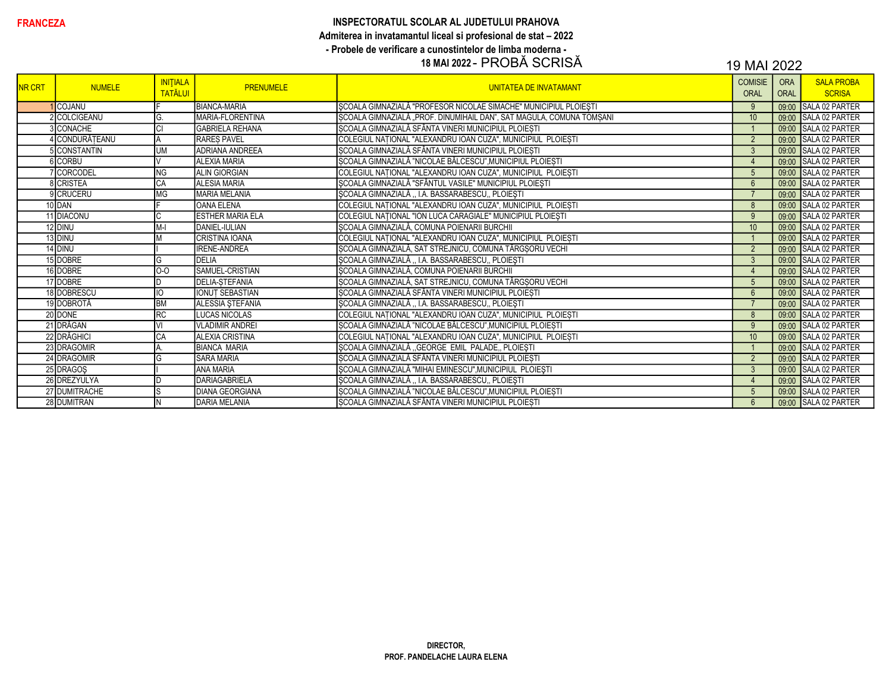**FRANCEZA**

**INSPECTORATUL SCOLAR AL JUDETULUI PRAHOVA**

**Admiterea in invatamantul liceal si profesional de stat – 2022**

**- Probele de verificare a cunostintelor de limba moderna -**

**18 MAI 2022** - PROBĂ SCRISĂ

19 MAI 2022

| NR CRT | NUMELE | INIŢIALA TATĂLUI | PRENUMELE | UNITATEA DE INVATAMANT | COMISIE ORAL | ORA ORAL | SALA PROBA SCRISA |
|---|---|---|---|---|---|---|---|
| 1 | COJANU | F | BIANCA-MARIA | ŞCOALA GIMNAZIALĂ "PROFESOR NICOLAE SIMACHE" MUNICIPIUL PLOIEŞTI | 9 | 09:00 | SALA 02 PARTER |
| 2 | COLCIGEANU | G. | MARIA-FLORENTINA | ŞCOALA GIMNAZIALĂ „PROF. DINUMIHAIL DAN", SAT MAGULA, COMUNA TOMŞANI | 10 | 09:00 | SALA 02 PARTER |
| 3 | CONACHE | CI | GABRIELA REHANA | ŞCOALA GIMNAZIALĂ SFÂNTA VINERI MUNICIPIUL PLOIEŞTI | 1 | 09:00 | SALA 02 PARTER |
| 4 | CONDURĂŢEANU | A | RAREŞ PAVEL | COLEGIUL NAŢIONAL "ALEXANDRU IOAN CUZA", MUNICIPIUL PLOIEŞTI | 2 | 09:00 | SALA 02 PARTER |
| 5 | CONSTANTIN | UM | ADRIANA ANDREEA | ŞCOALA GIMNAZIALĂ SFÂNTA VINERI MUNICIPIUL PLOIEŞTI | 3 | 09:00 | SALA 02 PARTER |
| 6 | CORBU | V | ALEXIA MARIA | ŞCOALA GIMNAZIALĂ "NICOLAE BĂLCESCU",MUNICIPIUL PLOIEŞTI | 4 | 09:00 | SALA 02 PARTER |
| 7 | CORCODEL | NG | ALIN GIORGIAN | COLEGIUL NAŢIONAL "ALEXANDRU IOAN CUZA", MUNICIPIUL PLOIEŞTI | 5 | 09:00 | SALA 02 PARTER |
| 8 | CRISTEA | CA | ALESIA MARIA | ŞCOALA GIMNAZIALĂ "SFÂNTUL VASILE" MUNICIPIUL PLOIEŞTI | 6 | 09:00 | SALA 02 PARTER |
| 9 | CRUCERU | MG | MARIA MELANIA | ŞCOALA GIMNAZIALĂ ,, I.A. BASSARABESCU,, PLOIEŞTI | 7 | 09:00 | SALA 02 PARTER |
| 10 | DAN | F | OANA ELENA | COLEGIUL NAŢIONAL "ALEXANDRU IOAN CUZA", MUNICIPIUL PLOIEŞTI | 8 | 09:00 | SALA 02 PARTER |
| 11 | DIACONU | C | ESTHER MARIA ELA | COLEGIUL NAŢIONAL "ION LUCA CARAGIALE" MUNICIPIUL PLOIEŞTI | 9 | 09:00 | SALA 02 PARTER |
| 12 | DINU | M-I | DANIEL-IULIAN | ŞCOALA GIMNAZIALĂ, COMUNA POIENARII BURCHII | 10 | 09:00 | SALA 02 PARTER |
| 13 | DINU | M | CRISTINA IOANA | COLEGIUL NAŢIONAL "ALEXANDRU IOAN CUZA", MUNICIPIUL PLOIEŞTI | 1 | 09:00 | SALA 02 PARTER |
| 14 | DINU | I | IRENE-ANDREA | ŞCOALA GIMNAZIALĂ, SAT STREJNICU, COMUNA TÂRGŞORU VECHI | 2 | 09:00 | SALA 02 PARTER |
| 15 | DOBRE | G | DELIA | ŞCOALA GIMNAZIALĂ ,, I.A. BASSARABESCU,, PLOIEŞTI | 3 | 09:00 | SALA 02 PARTER |
| 16 | DOBRE | O-O | SAMUEL-CRISTIAN | ŞCOALA GIMNAZIALĂ, COMUNA POIENARII BURCHII | 4 | 09:00 | SALA 02 PARTER |
| 17 | DOBRE | D | DELIA-ŞTEFANIA | ŞCOALA GIMNAZIALĂ, SAT STREJNICU, COMUNA TÂRGŞORU VECHI | 5 | 09:00 | SALA 02 PARTER |
| 18 | DOBRESCU | IO | IONUŢ SEBASTIAN | ŞCOALA GIMNAZIALĂ SFÂNTA VINERI MUNICIPIUL PLOIEŞTI | 6 | 09:00 | SALA 02 PARTER |
| 19 | DOBROTĂ | BM | ALESSIA ŞTEFANIA | ŞCOALA GIMNAZIALĂ ,, I.A. BASSARABESCU,, PLOIEŞTI | 7 | 09:00 | SALA 02 PARTER |
| 20 | DONE | RC | LUCAS NICOLAS | COLEGIUL NAŢIONAL "ALEXANDRU IOAN CUZA", MUNICIPIUL PLOIEŞTI | 8 | 09:00 | SALA 02 PARTER |
| 21 | DRĂGAN | VI | VLADIMIR ANDREI | ŞCOALA GIMNAZIALĂ "NICOLAE BĂLCESCU",MUNICIPIUL PLOIEŞTI | 9 | 09:00 | SALA 02 PARTER |
| 22 | DRĂGHICI | CA | ALEXIA CRISTINA | COLEGIUL NAŢIONAL "ALEXANDRU IOAN CUZA", MUNICIPIUL PLOIEŞTI | 10 | 09:00 | SALA 02 PARTER |
| 23 | DRAGOMIR | A. | BIANCA MARIA | ŞCOALA GIMNAZIALĂ ,,GEORGE EMIL PALADE,, PLOIEŞTI | 1 | 09:00 | SALA 02 PARTER |
| 24 | DRAGOMIR | G | SARA MARIA | ŞCOALA GIMNAZIALĂ SFÂNTA VINERI MUNICIPIUL PLOIEŞTI | 2 | 09:00 | SALA 02 PARTER |
| 25 | DRAGOŞ | I | ANA MARIA | ŞCOALA GIMNAZIALĂ "MIHAI EMINESCU",MUNICIPIUL PLOIEŞTI | 3 | 09:00 | SALA 02 PARTER |
| 26 | DREZYULYA | D | DARIAGABRIELA | ŞCOALA GIMNAZIALĂ ,, I.A. BASSARABESCU,, PLOIEŞTI | 4 | 09:00 | SALA 02 PARTER |
| 27 | DUMITRACHE | S | DIANA GEORGIANA | ŞCOALA GIMNAZIALĂ "NICOLAE BĂLCESCU",MUNICIPIUL PLOIEŞTI | 5 | 09:00 | SALA 02 PARTER |
| 28 | DUMITRAN | N | DARIA MELANIA | ŞCOALA GIMNAZIALĂ SFÂNTA VINERI MUNICIPIUL PLOIEŞTI | 6 | 09:00 | SALA 02 PARTER |

**DIRECTOR,**

**PROF. PANDELACHE LAURA ELENA**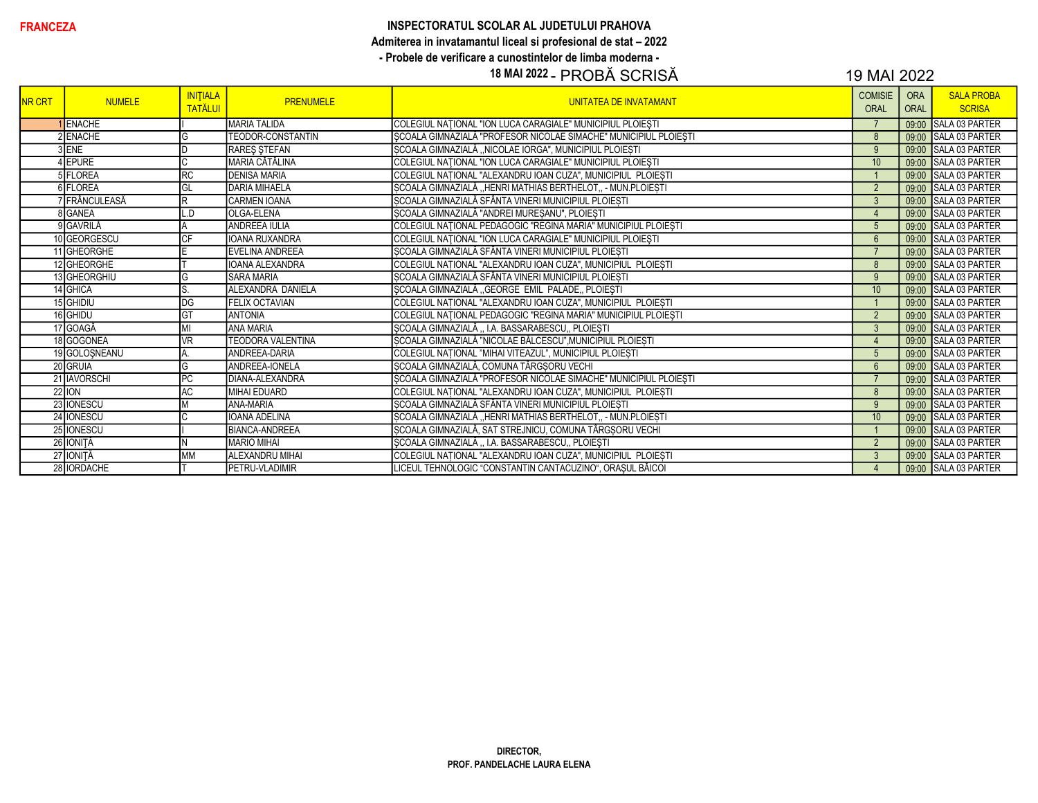**FRANCEZA**

**INSPECTORATUL SCOLAR AL JUDETULUI PRAHOVA**

**Admiterea in invatamantul liceal si profesional de stat – 2022**

**- Probele de verificare a cunostintelor de limba moderna -**

**18 MAI 2022** - PROBĂ SCRISĂ 19 MAI 2022

| NR CRT | NUMELE | INIŢIALA TATĂLUI | PRENUMELE | UNITATEA DE INVATAMANT | COMISIE ORAL | ORA ORAL | SALA PROBA SCRISA |
|---|---|---|---|---|---|---|---|
| 1 | ENACHE | I | MARIA TALIDA | COLEGIUL NAŢIONAL "ION LUCA CARAGIALE" MUNICIPIUL PLOIEŞTI | 7 | 09:00 | SALA 03 PARTER |
| 2 | ENACHE | G | TEODOR-CONSTANTIN | ŞCOALA GIMNAZIALĂ "PROFESOR NICOLAE SIMACHE" MUNICIPIUL PLOIEŞTI | 8 | 09:00 | SALA 03 PARTER |
| 3 | ENE | D | RAREȘ ȘTEFAN | ȘCOALA GIMNAZIALĂ ,,NICOLAE IORGA", MUNICIPIUL PLOIEȘTI | 9 | 09:00 | SALA 03 PARTER |
| 4 | EPURE | C | MARIA CĂTĂLINA | COLEGIUL NAŢIONAL "ION LUCA CARAGIALE" MUNICIPIUL PLOIEŞTI | 10 | 09:00 | SALA 03 PARTER |
| 5 | FLOREA | RC | DENISA MARIA | COLEGIUL NAȚIONAL "ALEXANDRU IOAN CUZA", MUNICIPIUL PLOIEȘTI | 1 | 09:00 | SALA 03 PARTER |
| 6 | FLOREA | GL | DARIA MIHAELA | ȘCOALA GIMNAZIALĂ ,,HENRI MATHIAS BERTHELOT,, - MUN.PLOIEȘTI | 2 | 09:00 | SALA 03 PARTER |
| 7 | FRÂNCULEASĂ | R | CARMEN IOANA | ȘCOALA GIMNAZIALĂ SFÂNTA VINERI MUNICIPIUL PLOIEȘTI | 3 | 09:00 | SALA 03 PARTER |
| 8 | GANEA | L.D | OLGA-ELENA | ȘCOALA GIMNAZIALĂ "ANDREI MUREȘANU", PLOIEȘTI | 4 | 09:00 | SALA 03 PARTER |
| 9 | GAVRILĂ | A | ANDREEA IULIA | COLEGIUL NAŢIONAL PEDAGOGIC "REGINA MARIA" MUNICIPIUL PLOIEŞTI | 5 | 09:00 | SALA 03 PARTER |
| 10 | GEORGESCU | CF | IOANA RUXANDRA | COLEGIUL NAŢIONAL "ION LUCA CARAGIALE" MUNICIPIUL PLOIEŞTI | 6 | 09:00 | SALA 03 PARTER |
| 11 | GHEORGHE | E | EVELINA ANDREEA | ȘCOALA GIMNAZIALĂ SFÂNTA VINERI MUNICIPIUL PLOIEȘTI | 7 | 09:00 | SALA 03 PARTER |
| 12 | GHEORGHE | T | IOANA ALEXANDRA | COLEGIUL NAȚIONAL "ALEXANDRU IOAN CUZA", MUNICIPIUL PLOIEȘTI | 8 | 09:00 | SALA 03 PARTER |
| 13 | GHEORGHIU | G | SARA MARIA | ȘCOALA GIMNAZIALĂ SFÂNTA VINERI MUNICIPIUL PLOIEȘTI | 9 | 09:00 | SALA 03 PARTER |
| 14 | GHICA | S. | ALEXANDRA DANIELA | ȘCOALA GIMNAZIALĂ ,,GEORGE EMIL PALADE,, PLOIEȘTI | 10 | 09:00 | SALA 03 PARTER |
| 15 | GHIDIU | DG | FELIX OCTAVIAN | COLEGIUL NAȚIONAL "ALEXANDRU IOAN CUZA", MUNICIPIUL PLOIEȘTI | 1 | 09:00 | SALA 03 PARTER |
| 16 | GHIDU | GT | ANTONIA | COLEGIUL NAŢIONAL PEDAGOGIC "REGINA MARIA" MUNICIPIUL PLOIEŞTI | 2 | 09:00 | SALA 03 PARTER |
| 17 | GOAGĂ | MI | ANA MARIA | ȘCOALA GIMNAZIALĂ ,, I.A. BASSARABESCU,, PLOIEȘTI | 3 | 09:00 | SALA 03 PARTER |
| 18 | GOGONEA | VR | TEODORA VALENTINA | ȘCOALA GIMNAZIALĂ "NICOLAE BĂLCESCU",MUNICIPIUL PLOIEȘTI | 4 | 09:00 | SALA 03 PARTER |
| 19 | GOLOŞNEANU | A. | ANDREEA-DARIA | COLEGIUL NAȚIONAL "MIHAI VITEAZUL", MUNICIPIUL PLOIEȘTI | 5 | 09:00 | SALA 03 PARTER |
| 20 | GRUIA | G | ANDREEA-IONELA | ȘCOALA GIMNAZIALĂ, COMUNA TÂRGȘORU VECHI | 6 | 09:00 | SALA 03 PARTER |
| 21 | IAVORSCHI | PC | DIANA-ALEXANDRA | ŞCOALA GIMNAZIALĂ "PROFESOR NICOLAE SIMACHE" MUNICIPIUL PLOIEŞTI | 7 | 09:00 | SALA 03 PARTER |
| 22 | ION | AC | MIHAI EDUARD | COLEGIUL NAȚIONAL "ALEXANDRU IOAN CUZA", MUNICIPIUL PLOIEȘTI | 8 | 09:00 | SALA 03 PARTER |
| 23 | IONESCU | M | ANA-MARIA | ȘCOALA GIMNAZIALĂ SFÂNTA VINERI MUNICIPIUL PLOIEȘTI | 9 | 09:00 | SALA 03 PARTER |
| 24 | IONESCU | C | IOANA ADELINA | ȘCOALA GIMNAZIALĂ ,,HENRI MATHIAS BERTHELOT,, - MUN.PLOIEȘTI | 10 | 09:00 | SALA 03 PARTER |
| 25 | IONESCU | I | BIANCA-ANDREEA | ȘCOALA GIMNAZIALĂ, SAT STREJNICU, COMUNA TÂRGȘORU VECHI | 1 | 09:00 | SALA 03 PARTER |
| 26 | IONIȚĂ | N | MARIO MIHAI | ȘCOALA GIMNAZIALĂ ,, I.A. BASSARABESCU,, PLOIEȘTI | 2 | 09:00 | SALA 03 PARTER |
| 27 | IONIȚĂ | MM | ALEXANDRU MIHAI | COLEGIUL NAȚIONAL "ALEXANDRU IOAN CUZA", MUNICIPIUL PLOIEȘTI | 3 | 09:00 | SALA 03 PARTER |
| 28 | IORDACHE | T | PETRU-VLADIMIR | LICEUL TEHNOLOGIC "CONSTANTIN CANTACUZINO", ORAȘUL BĂICOI | 4 | 09:00 | SALA 03 PARTER |

**DIRECTOR,**

**PROF. PANDELACHE LAURA ELENA**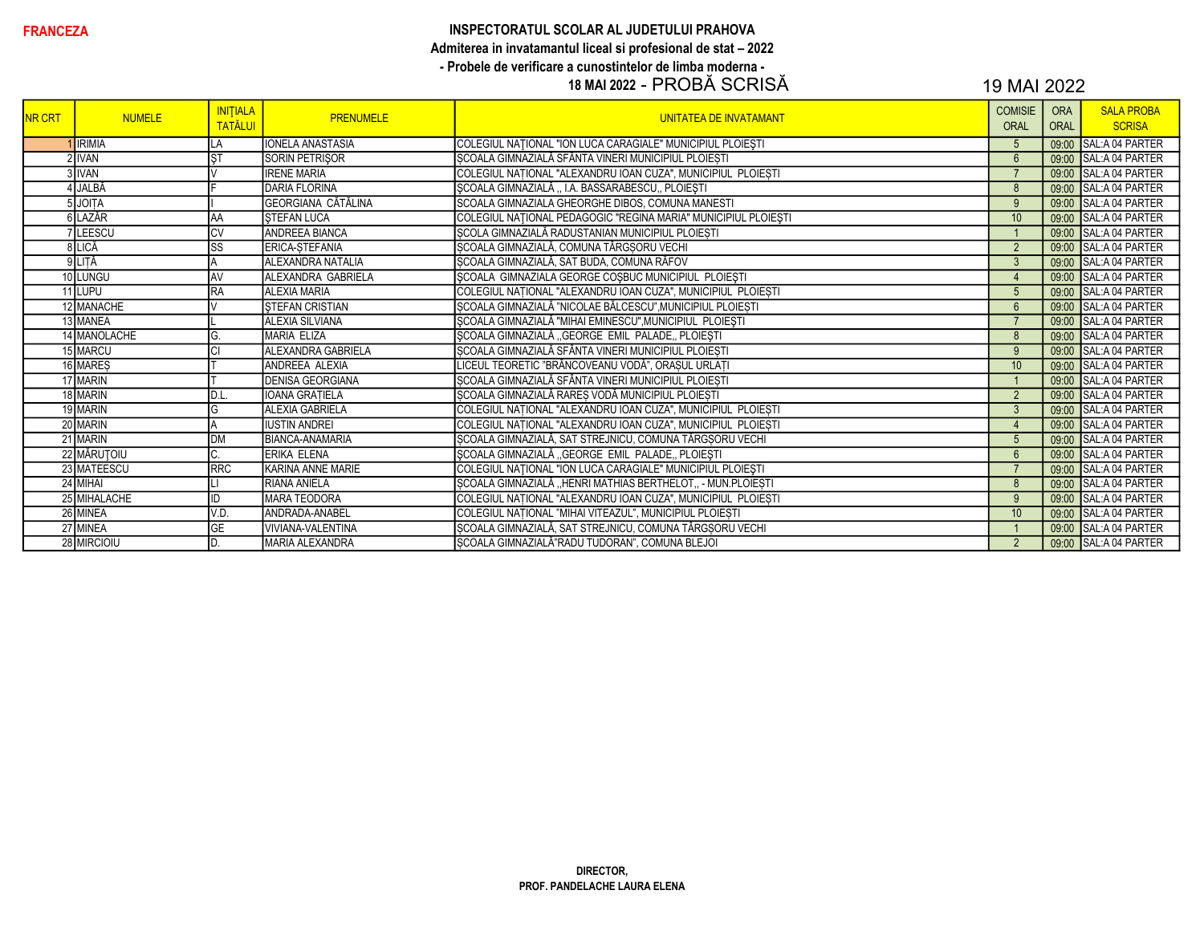**FRANCEZA**

**INSPECTORATUL SCOLAR AL JUDETULUI PRAHOVA**

**Admiterea in invatamantul liceal si profesional de stat – 2022**

**- Probele de verificare a cunostintelor de limba moderna -**

**18 MAI 2022** - PROBĂ SCRISĂ

19 MAI 2022

| NR CRT | NUMELE | INIȚIALA TATĂLUI | PRENUMELE | UNITATEA DE INVATAMANT | COMISIE ORAL | ORA ORAL | SALA PROBA SCRISA |
|---|---|---|---|---|---|---|---|
| 1 | IRIMIA | LA | IONELA ANASTASIA | COLEGIUL NAŢIONAL "ION LUCA CARAGIALE" MUNICIPIUL PLOIEŞTI | 5 | 09:00 | SAL:A 04 PARTER |
| 2 | IVAN | ȘT | SORIN PETRIȘOR | ȘCOALA GIMNAZIALĂ SFÂNTA VINERI MUNICIPIUL PLOIEȘTI | 6 | 09:00 | SAL:A 04 PARTER |
| 3 | IVAN | V | IRENE MARIA | COLEGIUL NAȚIONAL "ALEXANDRU IOAN CUZA", MUNICIPIUL PLOIEȘTI | 7 | 09:00 | SAL:A 04 PARTER |
| 4 | JALBĂ | F | DARIA FLORINA | ȘCOALA GIMNAZIALĂ ,, I.A. BASSARABESCU,, PLOIEȘTI | 8 | 09:00 | SAL:A 04 PARTER |
| 5 | JOIȚA | I | GEORGIANA CĂTĂLINA | SCOALA GIMNAZIALA GHEORGHE DIBOS, COMUNA MANESTI | 9 | 09:00 | SAL:A 04 PARTER |
| 6 | LAZĂR | AA | ȘTEFAN LUCA | COLEGIUL NAŢIONAL PEDAGOGIC "REGINA MARIA" MUNICIPIUL PLOIEŞTI | 10 | 09:00 | SAL:A 04 PARTER |
| 7 | LEESCU | CV | ANDREEA BIANCA | SCOLA GIMNAZIALĂ RADUSTANIAN MUNICIPIUL PLOIEȘTI | 1 | 09:00 | SAL:A 04 PARTER |
| 8 | LICĂ | SS | ERICA-ȘTEFANIA | ȘCOALA GIMNAZIALĂ, COMUNA TÂRGȘORU VECHI | 2 | 09:00 | SAL:A 04 PARTER |
| 9 | LIȚĂ | A | ALEXANDRA NATALIA | ȘCOALA GIMNAZIALĂ, SAT BUDA, COMUNA RÂFOV | 3 | 09:00 | SAL:A 04 PARTER |
| 10 | LUNGU | AV | ALEXANDRA GABRIELA | ȘCOALA GIMNAZIALA GEORGE COȘBUC MUNICIPIUL PLOIEȘTI | 4 | 09:00 | SAL:A 04 PARTER |
| 11 | LUPU | RA | ALEXIA MARIA | COLEGIUL NAȚIONAL "ALEXANDRU IOAN CUZA", MUNICIPIUL PLOIEȘTI | 5 | 09:00 | SAL:A 04 PARTER |
| 12 | MANACHE | V | ȘTEFAN CRISTIAN | ȘCOALA GIMNAZIALĂ "NICOLAE BĂLCESCU",MUNICIPIUL PLOIEȘTI | 6 | 09:00 | SAL:A 04 PARTER |
| 13 | MANEA | L | ALEXIA SILVIANA | ȘCOALA GIMNAZIALĂ "MIHAI EMINESCU",MUNICIPIUL PLOIEȘTI | 7 | 09:00 | SAL:A 04 PARTER |
| 14 | MANOLACHE | G. | MARIA ELIZA | ȘCOALA GIMNAZIALĂ ,,GEORGE EMIL PALADE,, PLOIEȘTI | 8 | 09:00 | SAL:A 04 PARTER |
| 15 | MARCU | CI | ALEXANDRA GABRIELA | ȘCOALA GIMNAZIALĂ SFÂNTA VINERI MUNICIPIUL PLOIEȘTI | 9 | 09:00 | SAL:A 04 PARTER |
| 16 | MAREȘ | T | ANDREEA ALEXIA | LICEUL TEORETIC "BRÂNCOVEANU VODĂ", ORAȘUL URLAȚI | 10 | 09:00 | SAL:A 04 PARTER |
| 17 | MARIN | T | DENISA GEORGIANA | ȘCOALA GIMNAZIALĂ SFÂNTA VINERI MUNICIPIUL PLOIEȘTI | 1 | 09:00 | SAL:A 04 PARTER |
| 18 | MARIN | D.L. | IOANA GRAȚIELA | ȘCOALA GIMNAZIALĂ RAREȘ VODĂ MUNICIPIUL PLOIEȘTI | 2 | 09:00 | SAL:A 04 PARTER |
| 19 | MARIN | G | ALEXIA GABRIELA | COLEGIUL NAȚIONAL "ALEXANDRU IOAN CUZA", MUNICIPIUL PLOIEȘTI | 3 | 09:00 | SAL:A 04 PARTER |
| 20 | MARIN | A | IUSTIN ANDREI | COLEGIUL NAȚIONAL "ALEXANDRU IOAN CUZA", MUNICIPIUL PLOIEȘTI | 4 | 09:00 | SAL:A 04 PARTER |
| 21 | MARIN | DM | BIANCA-ANAMARIA | ȘCOALA GIMNAZIALĂ, SAT STREJNICU, COMUNA TÂRGȘORU VECHI | 5 | 09:00 | SAL:A 04 PARTER |
| 22 | MĂRUȚOIU | C. | ERIKA ELENA | ȘCOALA GIMNAZIALĂ ,,GEORGE EMIL PALADE,, PLOIEȘTI | 6 | 09:00 | SAL:A 04 PARTER |
| 23 | MATEESCU | RRC | KARINA ANNE MARIE | COLEGIUL NAŢIONAL "ION LUCA CARAGIALE" MUNICIPIUL PLOIEŞTI | 7 | 09:00 | SAL:A 04 PARTER |
| 24 | MIHAI | LI | RIANA ANIELA | ȘCOALA GIMNAZIALĂ ,,HENRI MATHIAS BERTHELOT,, - MUN.PLOIEȘTI | 8 | 09:00 | SAL:A 04 PARTER |
| 25 | MIHALACHE | ID | MARA TEODORA | COLEGIUL NAȚIONAL "ALEXANDRU IOAN CUZA", MUNICIPIUL PLOIEȘTI | 9 | 09:00 | SAL:A 04 PARTER |
| 26 | MINEA | V.D. | ANDRADA-ANABEL | COLEGIUL NAȚIONAL "MIHAI VITEAZUL", MUNICIPIUL PLOIEȘTI | 10 | 09:00 | SAL:A 04 PARTER |
| 27 | MINEA | GE | VIVIANA-VALENTINA | ȘCOALA GIMNAZIALĂ, SAT STREJNICU, COMUNA TÂRGȘORU VECHI | 1 | 09:00 | SAL:A 04 PARTER |
| 28 | MIRCIOIU | D. | MARIA ALEXANDRA | ȘCOALA GIMNAZIALĂ"RADU TUDORAN", COMUNA BLEJOI | 2 | 09:00 | SAL:A 04 PARTER |

**DIRECTOR,**

**PROF. PANDELACHE LAURA ELENA**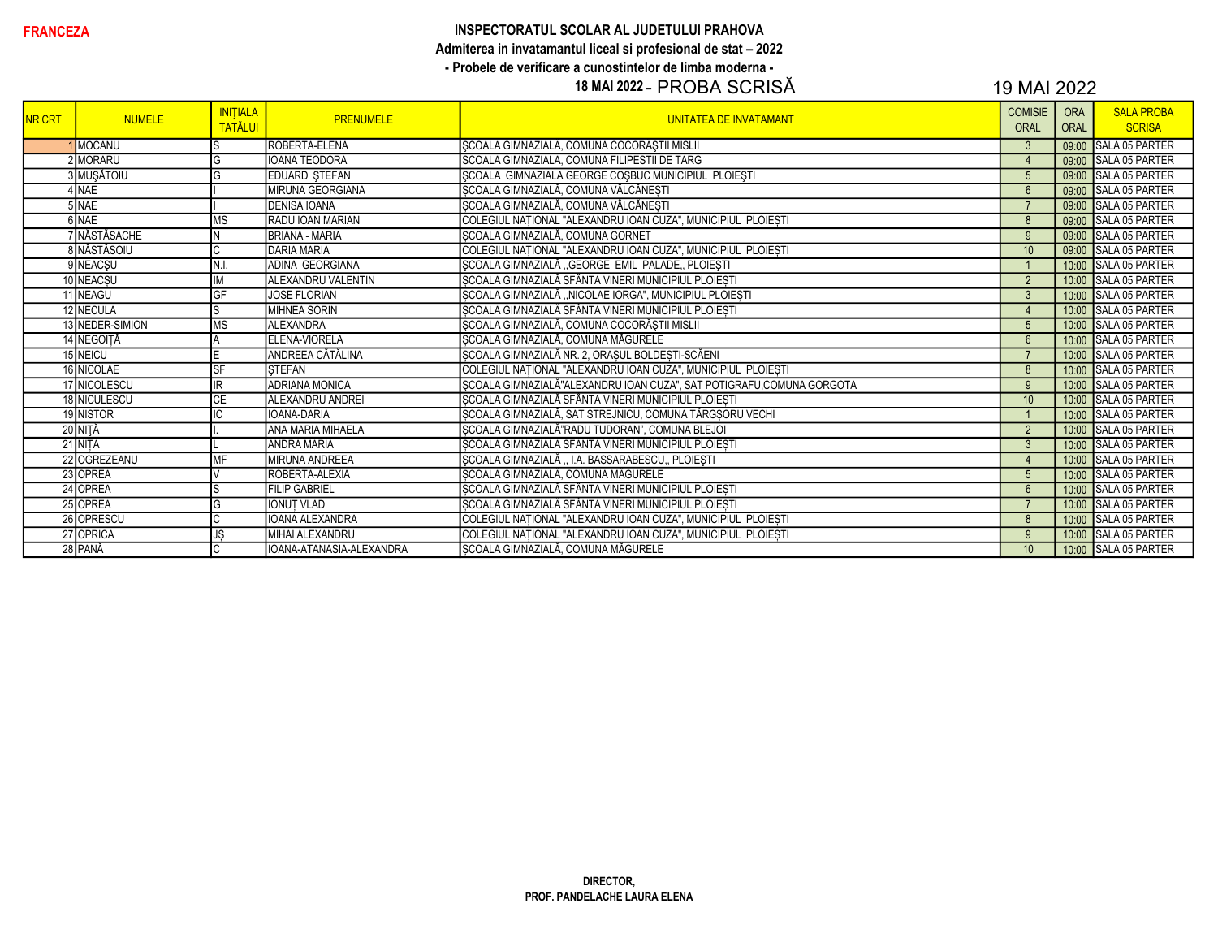**FRANCEZA**

**INSPECTORATUL SCOLAR AL JUDETULUI PRAHOVA**
**Admiterea in invatamantul liceal si profesional de stat – 2022**
**- Probele de verificare a cunostintelor de limba moderna -**
**18 MAI 2022 -** PROBA SCRISĂ 19 MAI 2022

| NR CRT | NUMELE | INIȚIALA TATĂLUI | PRENUMELE | UNITATEA DE INVATAMANT | COMISIE ORAL | ORA ORAL | SALA PROBA SCRISA |
|---|---|---|---|---|---|---|---|
| 1 | MOCANU | S | ROBERTA-ELENA | ȘCOALA GIMNAZIALĂ, COMUNA COCORĂȘTII MISLII | 3 | 09:00 | SALA 05 PARTER |
| 2 | MORARU | G | IOANA TEODORA | SCOALA GIMNAZIALA, COMUNA FILIPESTII DE TARG | 4 | 09:00 | SALA 05 PARTER |
| 3 | MUȘĂTOIU | G | EDUARD ȘTEFAN | ȘCOALA GIMNAZIALA GEORGE COȘBUC MUNICIPIUL PLOIEȘTI | 5 | 09:00 | SALA 05 PARTER |
| 4 | NAE | I | MIRUNA GEORGIANA | ȘCOALA GIMNAZIALĂ, COMUNA VÂLCĂNEȘTI | 6 | 09:00 | SALA 05 PARTER |
| 5 | NAE | I | DENISA IOANA | ȘCOALA GIMNAZIALĂ, COMUNA VÂLCĂNEȘTI | 7 | 09:00 | SALA 05 PARTER |
| 6 | NAE | MS | RADU IOAN MARIAN | COLEGIUL NAȚIONAL "ALEXANDRU IOAN CUZA", MUNICIPIUL PLOIEȘTI | 8 | 09:00 | SALA 05 PARTER |
| 7 | NĂSTĂSACHE | N | BRIANA - MARIA | SCOALA GIMNAZIALA, COMUNA GORNET | 9 | 09:00 | SALA 05 PARTER |
| 8 | NĂSTĂSOIU | C | DARIA MARIA | COLEGIUL NAȚIONAL "ALEXANDRU IOAN CUZA", MUNICIPIUL PLOIEȘTI | 10 | 09:00 | SALA 05 PARTER |
| 9 | NEACȘU | N.I. | ADINA GEORGIANA | ȘCOALA GIMNAZIALĂ ,,GEORGE EMIL PALADE,, PLOIEȘTI | 1 | 10:00 | SALA 05 PARTER |
| 10 | NEACȘU | IM | ALEXANDRU VALENTIN | ȘCOALA GIMNAZIALĂ SFÂNTA VINERI MUNICIPIUL PLOIEȘTI | 2 | 10:00 | SALA 05 PARTER |
| 11 | NEAGU | GF | JOSE FLORIAN | ȘCOALA GIMNAZIALĂ ,,NICOLAE IORGA", MUNICIPIUL PLOIEȘTI | 3 | 10:00 | SALA 05 PARTER |
| 12 | NECULA | S | MIHNEA SORIN | ȘCOALA GIMNAZIALĂ SFÂNTA VINERI MUNICIPIUL PLOIEȘTI | 4 | 10:00 | SALA 05 PARTER |
| 13 | NEDER-SIMION | MS | ALEXANDRA | ȘCOALA GIMNAZIALĂ, COMUNA COCORĂȘTII MISLII | 5 | 10:00 | SALA 05 PARTER |
| 14 | NEGOIȚĂ | A | ELENA-VIORELA | ȘCOALA GIMNAZIALĂ, COMUNA MĂGURELE | 6 | 10:00 | SALA 05 PARTER |
| 15 | NEICU | E | ANDREEA CĂTĂLINA | ȘCOALA GIMNAZIALĂ NR. 2, ORAȘUL BOLDEȘTI-SCĂENI | 7 | 10:00 | SALA 05 PARTER |
| 16 | NICOLAE | SF | ȘTEFAN | COLEGIUL NAȚIONAL "ALEXANDRU IOAN CUZA", MUNICIPIUL PLOIEȘTI | 8 | 10:00 | SALA 05 PARTER |
| 17 | NICOLESCU | IR | ADRIANA MONICA | ȘCOALA GIMNAZIALĂ"ALEXANDRU IOAN CUZA", SAT POTIGRAFU,COMUNA GORGOTA | 9 | 10:00 | SALA 05 PARTER |
| 18 | NICULESCU | CE | ALEXANDRU ANDREI | ȘCOALA GIMNAZIALĂ SFÂNTA VINERI MUNICIPIUL PLOIEȘTI | 10 | 10:00 | SALA 05 PARTER |
| 19 | NISTOR | IC | IOANA-DARIA | ȘCOALA GIMNAZIALĂ, SAT STREJNICU, COMUNA TÂRGȘORU VECHI | 1 | 10:00 | SALA 05 PARTER |
| 20 | NIȚĂ | I. | ANA MARIA MIHAELA | SCOALA GIMNAZIALĂ"RADU TUDORAN", COMUNA BLEJOI | 2 | 10:00 | SALA 05 PARTER |
| 21 | NIȚĂ | L | ANDRA MARIA | ȘCOALA GIMNAZIALĂ SFÂNTA VINERI MUNICIPIUL PLOIEȘTI | 3 | 10:00 | SALA 05 PARTER |
| 22 | OGREZEANU | MF | MIRUNA ANDREEA | ȘCOALA GIMNAZIALĂ ,, I.A. BASSARABESCU,, PLOIEȘTI | 4 | 10:00 | SALA 05 PARTER |
| 23 | OPREA | V | ROBERTA-ALEXIA | SCOALA GIMNAZIALĂ, COMUNA MĂGURELE | 5 | 10:00 | SALA 05 PARTER |
| 24 | OPREA | S | FILIP GABRIEL | ȘCOALA GIMNAZIALĂ SFÂNTA VINERI MUNICIPIUL PLOIEȘTI | 6 | 10:00 | SALA 05 PARTER |
| 25 | OPREA | G | IONUȚ VLAD | ȘCOALA GIMNAZIALĂ SFÂNTA VINERI MUNICIPIUL PLOIEȘTI | 7 | 10:00 | SALA 05 PARTER |
| 26 | OPRESCU | C | IOANA ALEXANDRA | COLEGIUL NAȚIONAL "ALEXANDRU IOAN CUZA", MUNICIPIUL PLOIEȘTI | 8 | 10:00 | SALA 05 PARTER |
| 27 | OPRICA | JȘ | MIHAI ALEXANDRU | COLEGIUL NAȚIONAL "ALEXANDRU IOAN CUZA", MUNICIPIUL PLOIEȘTI | 9 | 10:00 | SALA 05 PARTER |
| 28 | PANĂ | C | IOANA-ATANASIA-ALEXANDRA | ȘCOALA GIMNAZIALĂ, COMUNA MĂGURELE | 10 | 10:00 | SALA 05 PARTER |

**DIRECTOR,**
**PROF. PANDELACHE LAURA ELENA**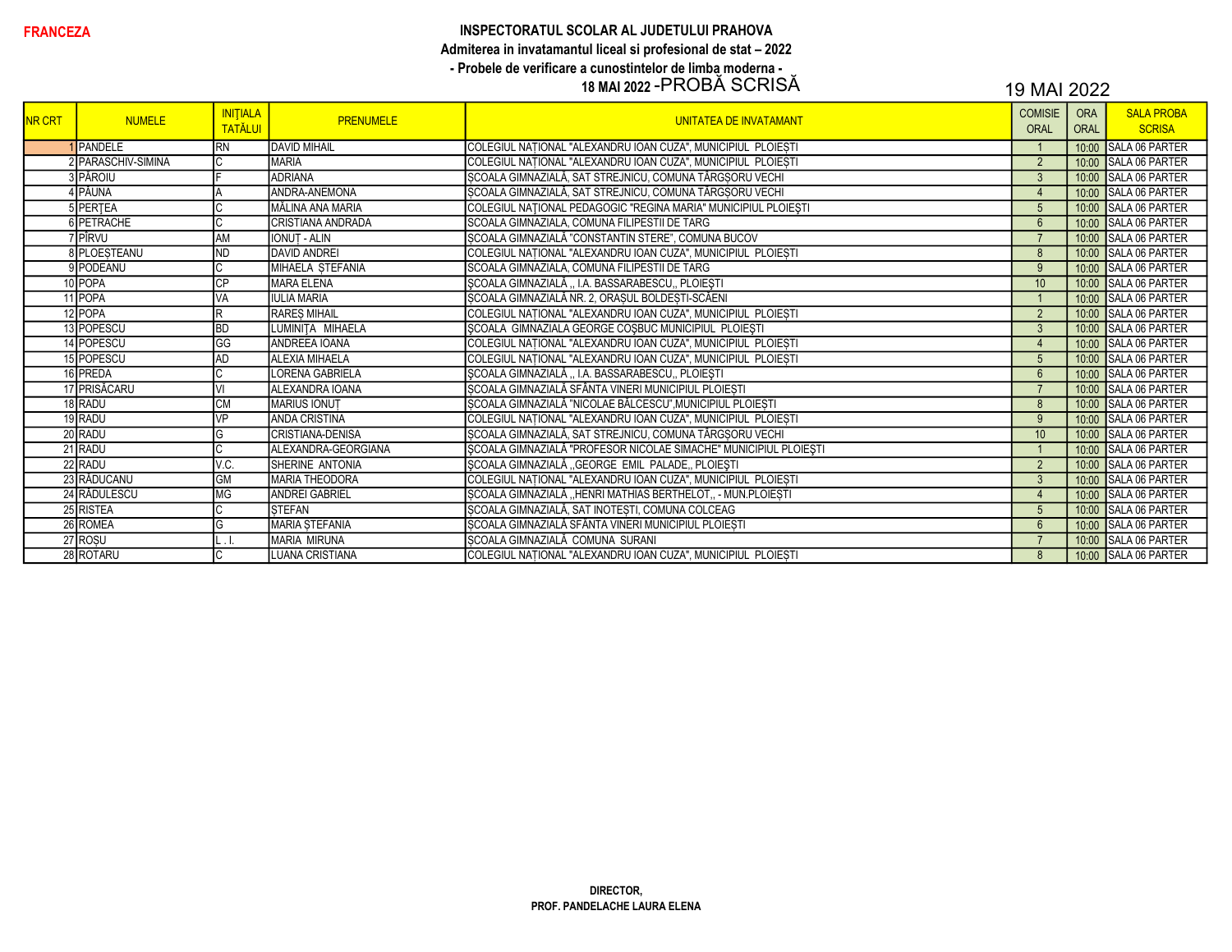**FRANCEZA**

**INSPECTORATUL SCOLAR AL JUDETULUI PRAHOVA**

**Admiterea in invatamantul liceal si profesional de stat – 2022**

**- Probele de verificare a cunostintelor de limba moderna -**

**18 MAI 2022** -PROBĂ SCRISĂ

19 MAI 2022

| NR CRT | NUMELE | INIȚIALA TATĂLUI | PRENUMELE | UNITATEA DE INVATAMANT | COMISIE ORAL | ORA ORAL | SALA PROBA SCRISA |
|---|---|---|---|---|---|---|---|
| 1 | PANDELE | RN | DAVID MIHAIL | COLEGIUL NAȚIONAL "ALEXANDRU IOAN CUZA", MUNICIPIUL PLOIEȘTI | 1 | 10:00 | SALA 06 PARTER |
| 2 | PARASCHIV-SIMINA | C | MARIA | COLEGIUL NAȚIONAL "ALEXANDRU IOAN CUZA", MUNICIPIUL PLOIEȘTI | 2 | 10:00 | SALA 06 PARTER |
| 3 | PĂROIU | F | ADRIANA | ȘCOALA GIMNAZIALĂ, SAT STREJNICU, COMUNA TÂRGȘORU VECHI | 3 | 10:00 | SALA 06 PARTER |
| 4 | PĂUNA | A | ANDRA-ANEMONA | ȘCOALA GIMNAZIALĂ, SAT STREJNICU, COMUNA TÂRGȘORU VECHI | 4 | 10:00 | SALA 06 PARTER |
| 5 | PERȚEA | C | MĂLINA ANA MARIA | COLEGIUL NAȚIONAL PEDAGOGIC "REGINA MARIA" MUNICIPIUL PLOIEȘTI | 5 | 10:00 | SALA 06 PARTER |
| 6 | PETRACHE | C | CRISTIANA ANDRADA | SCOALA GIMNAZIALA, COMUNA FILIPESTII DE TARG | 6 | 10:00 | SALA 06 PARTER |
| 7 | PÎRVU | AM | IONUȚ - ALIN | ȘCOALA GIMNAZIALĂ "CONSTANTIN STERE", COMUNA BUCOV | 7 | 10:00 | SALA 06 PARTER |
| 8 | PLOEȘTEANU | ND | DAVID ANDREI | COLEGIUL NAȚIONAL "ALEXANDRU IOAN CUZA", MUNICIPIUL PLOIEȘTI | 8 | 10:00 | SALA 06 PARTER |
| 9 | PODEANU | C | MIHAELA ȘTEFANIA | SCOALA GIMNAZIALA, COMUNA FILIPESTII DE TARG | 9 | 10:00 | SALA 06 PARTER |
| 10 | POPA | CP | MARA ELENA | ȘCOALA GIMNAZIALĂ ,, I.A. BASSARABESCU,, PLOIEȘTI | 10 | 10:00 | SALA 06 PARTER |
| 11 | POPA | VA | IULIA MARIA | ȘCOALA GIMNAZIALĂ NR. 2, ORAȘUL BOLDEȘTI-SCĂENI | 1 | 10:00 | SALA 06 PARTER |
| 12 | POPA | R | RAREȘ MIHAIL | COLEGIUL NAȚIONAL "ALEXANDRU IOAN CUZA", MUNICIPIUL PLOIEȘTI | 2 | 10:00 | SALA 06 PARTER |
| 13 | POPESCU | BD | LUMINIȚA MIHAELA | ȘCOALA GIMNAZIALA GEORGE COȘBUC MUNICIPIUL PLOIEȘTI | 3 | 10:00 | SALA 06 PARTER |
| 14 | POPESCU | GG | ANDREEA IOANA | COLEGIUL NAȚIONAL "ALEXANDRU IOAN CUZA", MUNICIPIUL PLOIEȘTI | 4 | 10:00 | SALA 06 PARTER |
| 15 | POPESCU | AD | ALEXIA MIHAELA | COLEGIUL NAȚIONAL "ALEXANDRU IOAN CUZA", MUNICIPIUL PLOIEȘTI | 5 | 10:00 | SALA 06 PARTER |
| 16 | PREDA | C | LORENA GABRIELA | ȘCOALA GIMNAZIALĂ ,, I.A. BASSARABESCU,, PLOIEȘTI | 6 | 10:00 | SALA 06 PARTER |
| 17 | PRISĂCARU | VI | ALEXANDRA IOANA | ȘCOALA GIMNAZIALĂ SFÂNTA VINERI MUNICIPIUL PLOIEȘTI | 7 | 10:00 | SALA 06 PARTER |
| 18 | RADU | CM | MARIUS IONUȚ | ȘCOALA GIMNAZIALĂ "NICOLAE BĂLCESCU",MUNICIPIUL PLOIEȘTI | 8 | 10:00 | SALA 06 PARTER |
| 19 | RADU | VP | ANDA CRISTINA | COLEGIUL NAȚIONAL "ALEXANDRU IOAN CUZA", MUNICIPIUL PLOIEȘTI | 9 | 10:00 | SALA 06 PARTER |
| 20 | RADU | G | CRISTIANA-DENISA | ȘCOALA GIMNAZIALĂ, SAT STREJNICU, COMUNA TÂRGȘORU VECHI | 10 | 10:00 | SALA 06 PARTER |
| 21 | RADU | C | ALEXANDRA-GEORGIANA | ȘCOALA GIMNAZIALĂ "PROFESOR NICOLAE SIMACHE" MUNICIPIUL PLOIEȘTI | 1 | 10:00 | SALA 06 PARTER |
| 22 | RADU | V.C. | SHERINE ANTONIA | ȘCOALA GIMNAZIALĂ ,,GEORGE EMIL PALADE,, PLOIEȘTI | 2 | 10:00 | SALA 06 PARTER |
| 23 | RĂDUCANU | GM | MARIA THEODORA | COLEGIUL NAȚIONAL "ALEXANDRU IOAN CUZA", MUNICIPIUL PLOIEȘTI | 3 | 10:00 | SALA 06 PARTER |
| 24 | RĂDULESCU | MG | ANDREI GABRIEL | ȘCOALA GIMNAZIALĂ ,,HENRI MATHIAS BERTHELOT,, - MUN.PLOIEȘTI | 4 | 10:00 | SALA 06 PARTER |
| 25 | RISTEA | C | ȘTEFAN | ȘCOALA GIMNAZIALĂ, SAT INOTEȘTI, COMUNA COLCEAG | 5 | 10:00 | SALA 06 PARTER |
| 26 | ROMEA | G | MARIA ȘTEFANIA | ȘCOALA GIMNAZIALĂ SFÂNTA VINERI MUNICIPIUL PLOIEȘTI | 6 | 10:00 | SALA 06 PARTER |
| 27 | ROȘU | L . I. | MARIA MIRUNA | ȘCOALA GIMNAZIALĂ COMUNA SURANI | 7 | 10:00 | SALA 06 PARTER |
| 28 | ROTARU | C | LUANA CRISTIANA | COLEGIUL NAȚIONAL "ALEXANDRU IOAN CUZA", MUNICIPIUL PLOIEȘTI | 8 | 10:00 | SALA 06 PARTER |

**DIRECTOR,**
**PROF. PANDELACHE LAURA ELENA**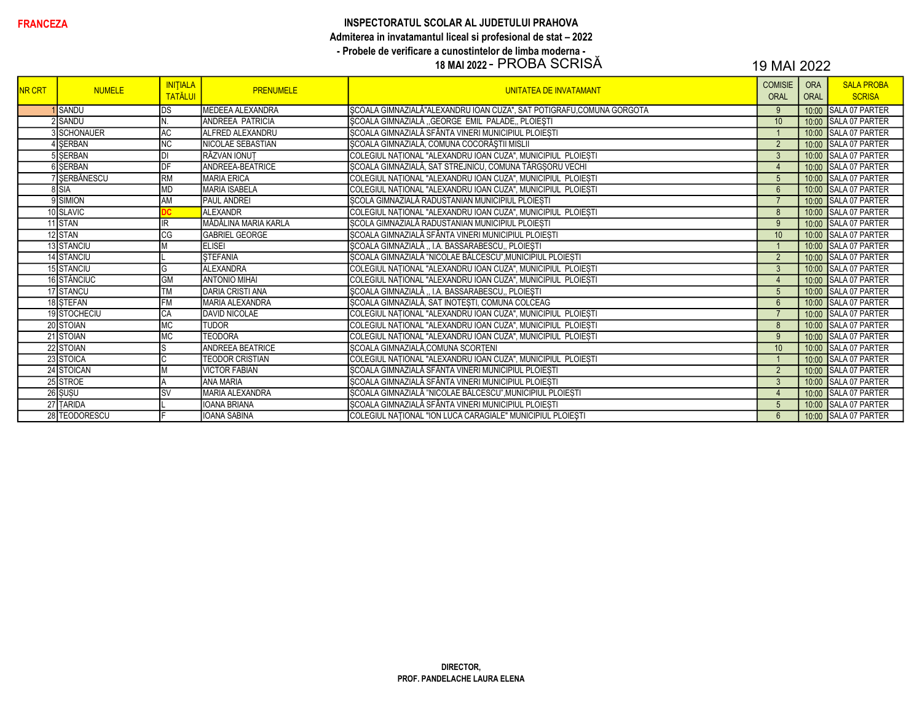FRANCEZA

**INSPECTORATUL SCOLAR AL JUDETULUI PRAHOVA**

**Admiterea in invatamantul liceal si profesional de stat – 2022**

**- Probele de verificare a cunostintelor de limba moderna -**

**18 MAI 2022 - PROBA SCRISĂ**

19 MAI 2022

| NR CRT | NUMELE | INIȚIALA TATĂLUI | PRENUMELE | UNITATEA DE INVATAMANT | COMISIE ORAL | ORA ORAL | SALA PROBA SCRISA |
|---|---|---|---|---|---|---|---|
| 1 | SANDU | DS | MEDEEA ALEXANDRA | ȘCOALA GIMNAZIALĂ"ALEXANDRU IOAN CUZA", SAT POTIGRAFU,COMUNA GORGOTA | 9 | 10:00 | SALA 07 PARTER |
| 2 | SANDU | N. | ANDREEA PATRICIA | ŞCOALA GIMNAZIALĂ ,,GEORGE EMIL PALADE,, PLOIEŞTI | 10 | 10:00 | SALA 07 PARTER |
| 3 | SCHONAUER | AC | ALFRED ALEXANDRU | ȘCOALA GIMNAZIALĂ SFÂNTA VINERI MUNICIPIUL PLOIEȘTI | 1 | 10:00 | SALA 07 PARTER |
| 4 | ȘERBAN | NC | NICOLAE SEBASTIAN | ȘCOALA GIMNAZIALĂ, COMUNA COCORĂȘTII MISLII | 2 | 10:00 | SALA 07 PARTER |
| 5 | ȘERBAN | DI | RĂZVAN IONUȚ | COLEGIUL NAȚIONAL "ALEXANDRU IOAN CUZA", MUNICIPIUL PLOIEȘTI | 3 | 10:00 | SALA 07 PARTER |
| 6 | ȘERBAN | DF | ANDREEA-BEATRICE | ȘCOALA GIMNAZIALĂ, SAT STREJNICU, COMUNA TÂRGȘORU VECHI | 4 | 10:00 | SALA 07 PARTER |
| 7 | ȘERBĂNESCU | RM | MARIA ERICA | COLEGIUL NAȚIONAL "ALEXANDRU IOAN CUZA", MUNICIPIUL PLOIEȘTI | 5 | 10:00 | SALA 07 PARTER |
| 8 | SIA | MD | MARIA ISABELA | COLEGIUL NAȚIONAL "ALEXANDRU IOAN CUZA", MUNICIPIUL PLOIEȘTI | 6 | 10:00 | SALA 07 PARTER |
| 9 | SIMION | AM | PAUL ANDREI | ȘCOLA GIMNAZIALĂ RADUSTANIAN MUNICIPIUL PLOIEȘTI | 7 | 10:00 | SALA 07 PARTER |
| 10 | SLAVIC | DC | ALEXANDR | COLEGIUL NAȚIONAL "ALEXANDRU IOAN CUZA", MUNICIPIUL PLOIEȘTI | 8 | 10:00 | SALA 07 PARTER |
| 11 | STAN | IR | MĂDĂLINA MARIA KARLA | ȘCOLA GIMNAZIALĂ RADUSTANIAN MUNICIPIUL PLOIEȘTI | 9 | 10:00 | SALA 07 PARTER |
| 12 | STAN | CG | GABRIEL GEORGE | ȘCOALA GIMNAZIALĂ SFÂNTA VINERI MUNICIPIUL PLOIEȘTI | 10 | 10:00 | SALA 07 PARTER |
| 13 | STANCIU | M | ELISEI | ŞCOALA GIMNAZIALĂ ,, I.A. BASSARABESCU,, PLOIEŞTI | 1 | 10:00 | SALA 07 PARTER |
| 14 | STANCIU | L | ȘTEFANIA | ȘCOALA GIMNAZIALĂ "NICOLAE BĂLCESCU",MUNICIPIUL PLOIEȘTI | 2 | 10:00 | SALA 07 PARTER |
| 15 | STANCIU | G | ALEXANDRA | COLEGIUL NAȚIONAL "ALEXANDRU IOAN CUZA", MUNICIPIUL PLOIEȘTI | 3 | 10:00 | SALA 07 PARTER |
| 16 | STĂNCIUC | GM | ANTONIO MIHAI | COLEGIUL NAȚIONAL "ALEXANDRU IOAN CUZA", MUNICIPIUL PLOIEȘTI | 4 | 10:00 | SALA 07 PARTER |
| 17 | STANCU | TM | DARIA CRISTI ANA | ŞCOALA GIMNAZIALĂ ,, I.A. BASSARABESCU,, PLOIEŞTI | 5 | 10:00 | SALA 07 PARTER |
| 18 | ȘTEFAN | FM | MARIA ALEXANDRA | ȘCOALA GIMNAZIALĂ, SAT INOTEȘTI, COMUNA COLCEAG | 6 | 10:00 | SALA 07 PARTER |
| 19 | STOCHECIU | CA | DAVID NICOLAE | COLEGIUL NAȚIONAL "ALEXANDRU IOAN CUZA", MUNICIPIUL PLOIEȘTI | 7 | 10:00 | SALA 07 PARTER |
| 20 | STOIAN | MC | TUDOR | COLEGIUL NAȚIONAL "ALEXANDRU IOAN CUZA", MUNICIPIUL PLOIEȘTI | 8 | 10:00 | SALA 07 PARTER |
| 21 | STOIAN | MC | TEODORA | COLEGIUL NAȚIONAL "ALEXANDRU IOAN CUZA", MUNICIPIUL PLOIEȘTI | 9 | 10:00 | SALA 07 PARTER |
| 22 | STOIAN | S | ANDREEA BEATRICE | ȘCOALA GIMNAZIALĂ,COMUNA SCORȚENI | 10 | 10:00 | SALA 07 PARTER |
| 23 | STOICA | C | TEODOR CRISTIAN | COLEGIUL NAȚIONAL "ALEXANDRU IOAN CUZA", MUNICIPIUL PLOIEȘTI | 1 | 10:00 | SALA 07 PARTER |
| 24 | STOICAN | M | VICTOR FABIAN | ȘCOALA GIMNAZIALĂ SFÂNTA VINERI MUNICIPIUL PLOIEȘTI | 2 | 10:00 | SALA 07 PARTER |
| 25 | STROE | A | ANA MARIA | ȘCOALA GIMNAZIALĂ SFÂNTA VINERI MUNICIPIUL PLOIEȘTI | 3 | 10:00 | SALA 07 PARTER |
| 26 | ȘUȘU | SV | MARIA ALEXANDRA | ȘCOALA GIMNAZIALĂ "NICOLAE BĂLCESCU",MUNICIPIUL PLOIEȘTI | 4 | 10:00 | SALA 07 PARTER |
| 27 | ȚARIDA | L | IOANA BRIANA | ȘCOALA GIMNAZIALĂ SFÂNTA VINERI MUNICIPIUL PLOIEȘTI | 5 | 10:00 | SALA 07 PARTER |
| 28 | TEODORESCU | F | IOANA SABINA | COLEGIUL NAŢIONAL "ION LUCA CARAGIALE" MUNICIPIUL PLOIEŞTI | 6 | 10:00 | SALA 07 PARTER |

**DIRECTOR,**

**PROF. PANDELACHE LAURA ELENA**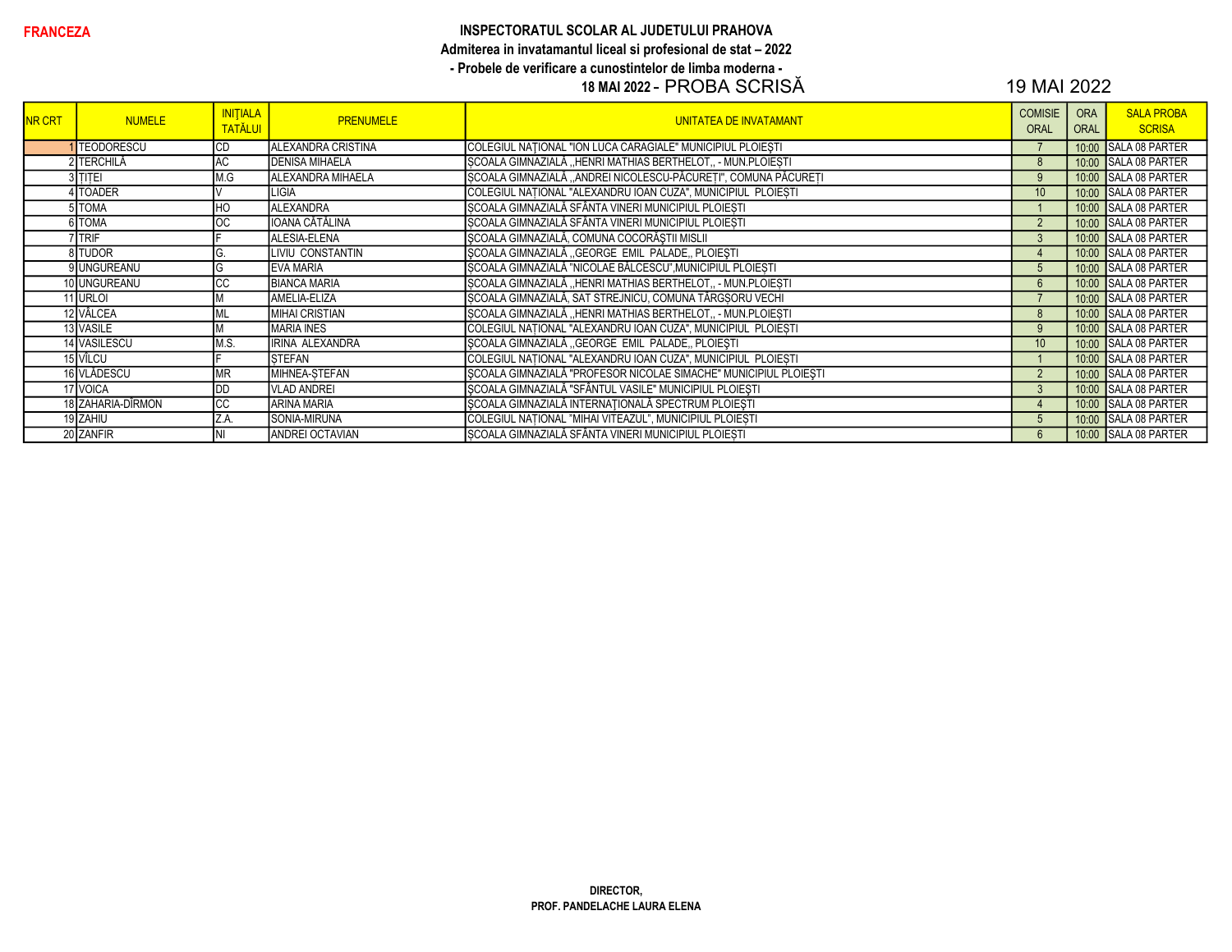**FRANCEZA**

**INSPECTORATUL SCOLAR AL JUDETULUI PRAHOVA**

**Admiterea in invatamantul liceal si profesional de stat – 2022**

**- Probele de verificare a cunostintelor de limba moderna -**

**18 MAI 2022** - PROBA SCRISĂ 19 MAI 2022

| NR CRT | NUMELE | INIŢIALA TATĂLUI | PRENUMELE | UNITATEA DE INVATAMANT | COMISIE ORAL | ORA ORAL | SALA PROBA SCRISA |
|---|---|---|---|---|---|---|---|
| 1 | TEODORESCU | CD | ALEXANDRA CRISTINA | COLEGIUL NAŢIONAL "ION LUCA CARAGIALE" MUNICIPIUL PLOIEȘTI | 7 | 10:00 | SALA 08 PARTER |
| 2 | TERCHILĂ | AC | DENISA MIHAELA | ȘCOALA GIMNAZIALĂ ,,HENRI MATHIAS BERTHELOT,, - MUN.PLOIEȘTI | 8 | 10:00 | SALA 08 PARTER |
| 3 | ȚIȚEI | M.G | ALEXANDRA MIHAELA | ȘCOALA GIMNAZIALĂ ,,ANDREI NICOLESCU-PĂCUREȚI", COMUNA PĂCUREȚI | 9 | 10:00 | SALA 08 PARTER |
| 4 | TOADER | V | LIGIA | COLEGIUL NAȚIONAL "ALEXANDRU IOAN CUZA", MUNICIPIUL PLOIEȘTI | 10 | 10:00 | SALA 08 PARTER |
| 5 | TOMA | HO | ALEXANDRA | ȘCOALA GIMNAZIALĂ SFÂNTA VINERI MUNICIPIUL PLOIEȘTI | 1 | 10:00 | SALA 08 PARTER |
| 6 | TOMA | OC | IOANA CĂTĂLINA | ȘCOALA GIMNAZIALĂ SFÂNTA VINERI MUNICIPIUL PLOIEȘTI | 2 | 10:00 | SALA 08 PARTER |
| 7 | TRIF | F | ALESIA-ELENA | ȘCOALA GIMNAZIALĂ, COMUNA COCORĂȘTII MISLII | 3 | 10:00 | SALA 08 PARTER |
| 8 | TUDOR | G. | LIVIU CONSTANTIN | ȘCOALA GIMNAZIALĂ ,,GEORGE EMIL PALADE,, PLOIEȘTI | 4 | 10:00 | SALA 08 PARTER |
| 9 | UNGUREANU | G | EVA MARIA | ȘCOALA GIMNAZIALĂ "NICOLAE BĂLCESCU",MUNICIPIUL PLOIEȘTI | 5 | 10:00 | SALA 08 PARTER |
| 10 | UNGUREANU | CC | BIANCA MARIA | ȘCOALA GIMNAZIALĂ ,,HENRI MATHIAS BERTHELOT,, - MUN.PLOIEȘTI | 6 | 10:00 | SALA 08 PARTER |
| 11 | URLOI | M | AMELIA-ELIZA | ȘCOALA GIMNAZIALĂ, SAT STREJNICU, COMUNA TÂRGȘORU VECHI | 7 | 10:00 | SALA 08 PARTER |
| 12 | VÂLCEA | ML | MIHAI CRISTIAN | ȘCOALA GIMNAZIALĂ ,,HENRI MATHIAS BERTHELOT,, - MUN.PLOIEȘTI | 8 | 10:00 | SALA 08 PARTER |
| 13 | VASILE | M | MARIA INES | COLEGIUL NAȚIONAL "ALEXANDRU IOAN CUZA", MUNICIPIUL PLOIEȘTI | 9 | 10:00 | SALA 08 PARTER |
| 14 | VASILESCU | M.S. | IRINA ALEXANDRA | ȘCOALA GIMNAZIALĂ ,,GEORGE EMIL PALADE,, PLOIEȘTI | 10 | 10:00 | SALA 08 PARTER |
| 15 | VÎLCU | F | ȘTEFAN | COLEGIUL NAȚIONAL "ALEXANDRU IOAN CUZA", MUNICIPIUL PLOIEȘTI | 1 | 10:00 | SALA 08 PARTER |
| 16 | VLĂDESCU | MR | MIHNEA-ȘTEFAN | ȘCOALA GIMNAZIALĂ "PROFESOR NICOLAE SIMACHE" MUNICIPIUL PLOIEŞTI | 2 | 10:00 | SALA 08 PARTER |
| 17 | VOICA | DD | VLAD ANDREI | ȘCOALA GIMNAZIALĂ "SFÂNTUL VASILE" MUNICIPIUL PLOIEȘTI | 3 | 10:00 | SALA 08 PARTER |
| 18 | ZAHARIA-DÎRMON | CC | ARINA MARIA | ȘCOALA GIMNAZIALĂ INTERNAŢIONALĂ SPECTRUM PLOIEŞTI | 4 | 10:00 | SALA 08 PARTER |
| 19 | ZAHIU | Z.A. | SONIA-MIRUNA | COLEGIUL NAȚIONAL "MIHAI VITEAZUL", MUNICIPIUL PLOIEȘTI | 5 | 10:00 | SALA 08 PARTER |
| 20 | ZANFIR | NI | ANDREI OCTAVIAN | ȘCOALA GIMNAZIALĂ SFÂNTA VINERI MUNICIPIUL PLOIEȘTI | 6 | 10:00 | SALA 08 PARTER |

**DIRECTOR,**

**PROF. PANDELACHE LAURA ELENA**